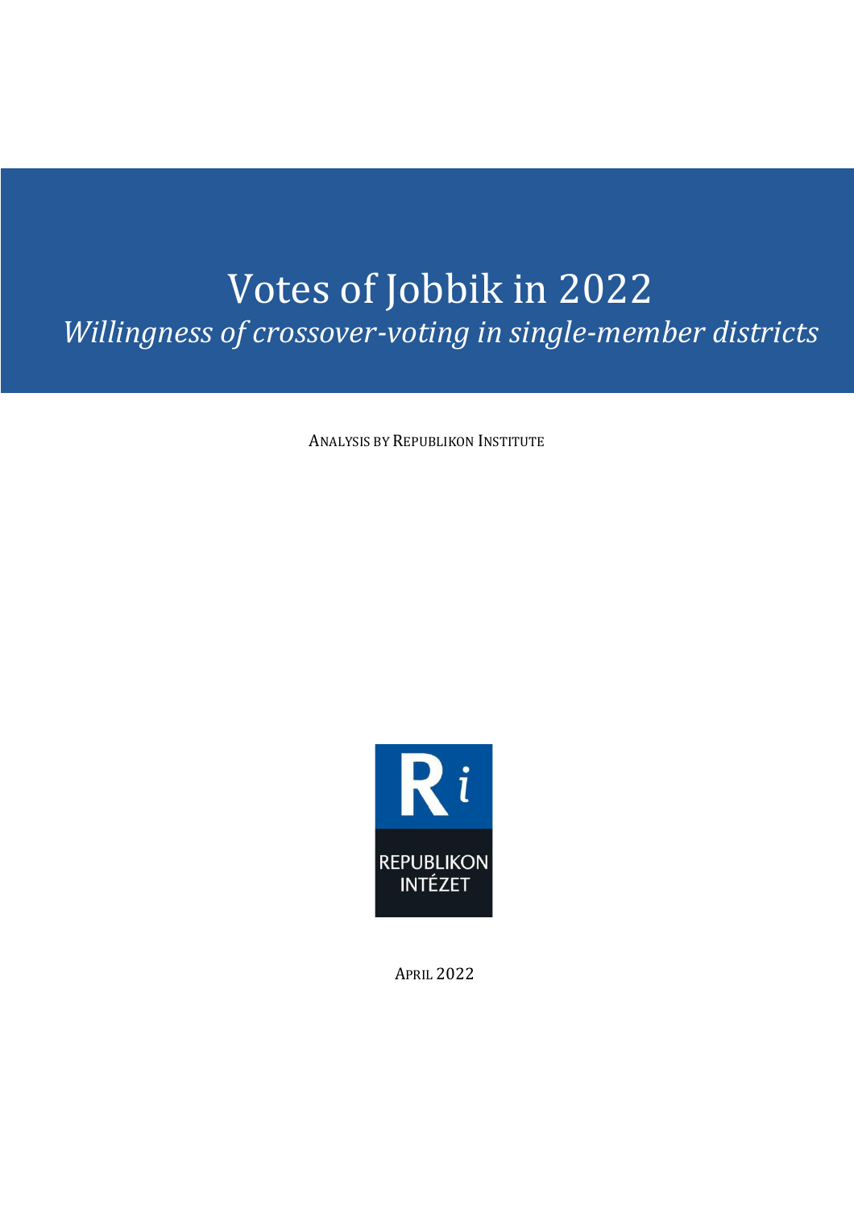# Votes of Jobbik in 2022

*Willingness of crossover-voting in single-member districts*

ANALYSIS BY REPUBLIKON INSTITUTE

REPUBLIKON INTÉZET

APRIL 2022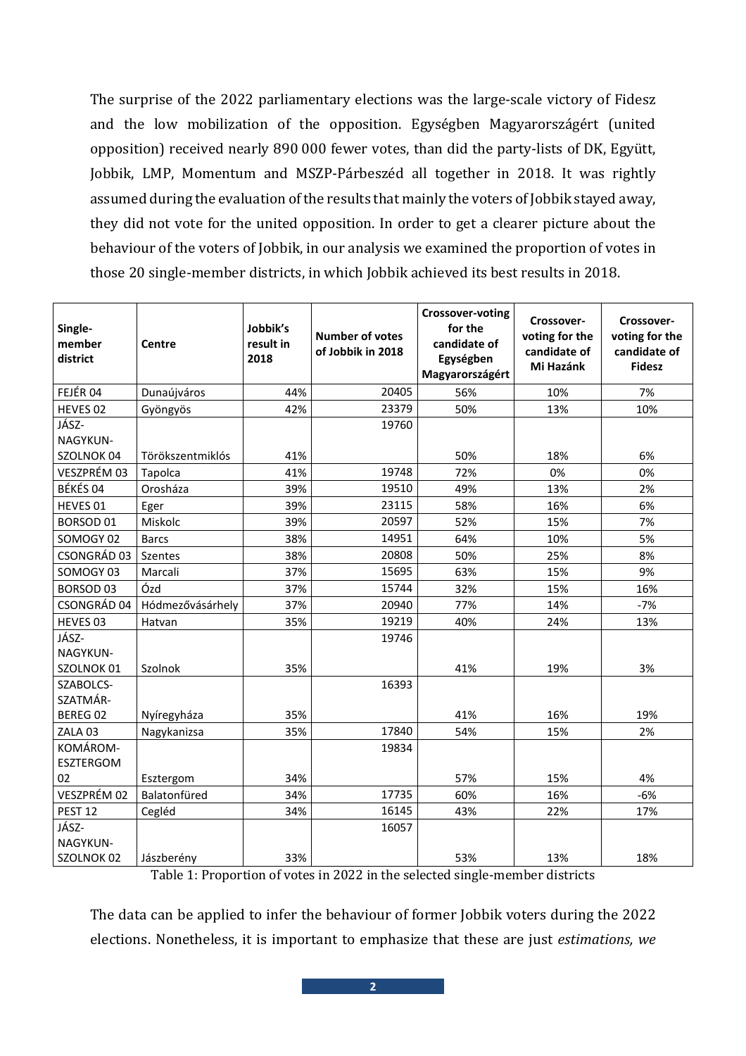The surprise of the 2022 parliamentary elections was the large-scale victory of Fidesz and the low mobilization of the opposition. Egységben Magyarországért (united opposition) received nearly 890 000 fewer votes, than did the party-lists of DK, Együtt, Jobbik, LMP, Momentum and MSZP-Párbeszéd all together in 2018. It was rightly assumed during the evaluation of the results that mainly the voters of Jobbik stayed away, they did not vote for the united opposition. In order to get a clearer picture about the behaviour of the voters of Jobbik, in our analysis we examined the proportion of votes in those 20 single-member districts, in which Jobbik achieved its best results in 2018.

| Single-member district | Centre | Jobbik's result in 2018 | Number of votes of Jobbik in 2018 | Crossover-voting for the candidate of Egységben Magyarországért | Crossover-voting for the candidate of Mi Hazánk | Crossover-voting for the candidate of Fidesz |
|---|---|---|---|---|---|---|
| FEJÉR 04 | Dunaújváros | 44% | 20405 | 56% | 10% | 7% |
| HEVES 02 | Gyöngyös | 42% | 23379 | 50% | 13% | 10% |
| JÁSZ-NAGYKUN-SZOLNOK 04 | Törökszentmiklós | 41% | 19760 | 50% | 18% | 6% |
| VESZPRÉM 03 | Tapolca | 41% | 19748 | 72% | 0% | 0% |
| BÉKÉS 04 | Orosháza | 39% | 19510 | 49% | 13% | 2% |
| HEVES 01 | Eger | 39% | 23115 | 58% | 16% | 6% |
| BORSOD 01 | Miskolc | 39% | 20597 | 52% | 15% | 7% |
| SOMOGY 02 | Barcs | 38% | 14951 | 64% | 10% | 5% |
| CSONGRÁD 03 | Szentes | 38% | 20808 | 50% | 25% | 8% |
| SOMOGY 03 | Marcali | 37% | 15695 | 63% | 15% | 9% |
| BORSOD 03 | Ózd | 37% | 15744 | 32% | 15% | 16% |
| CSONGRÁD 04 | Hódmezővásárhely | 37% | 20940 | 77% | 14% | -7% |
| HEVES 03 | Hatvan | 35% | 19219 | 40% | 24% | 13% |
| JÁSZ-NAGYKUN-SZOLNOK 01 | Szolnok | 35% | 19746 | 41% | 19% | 3% |
| SZABOLCS-SZATMÁR-BEREG 02 | Nyíregyháza | 35% | 16393 | 41% | 16% | 19% |
| ZALA 03 | Nagykanizsa | 35% | 17840 | 54% | 15% | 2% |
| KOMÁROM-ESZTERGOM 02 | Esztergom | 34% | 19834 | 57% | 15% | 4% |
| VESZPRÉM 02 | Balatonfüred | 34% | 17735 | 60% | 16% | -6% |
| PEST 12 | Cegléd | 34% | 16145 | 43% | 22% | 17% |
| JÁSZ-NAGYKUN-SZOLNOK 02 | Jászberény | 33% | 16057 | 53% | 13% | 18% |

Table 1: Proportion of votes in 2022 in the selected single-member districts

The data can be applied to infer the behaviour of former Jobbik voters during the 2022 elections. Nonetheless, it is important to emphasize that these are just *estimations, we*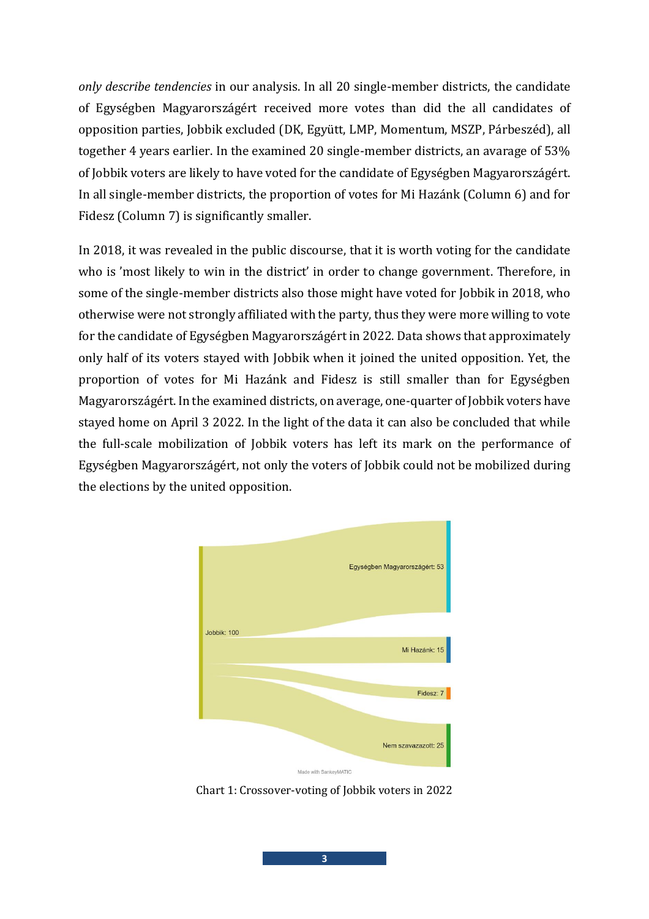*only describe tendencies* in our analysis. In all 20 single-member districts, the candidate of Egységben Magyarországért received more votes than did the all candidates of opposition parties, Jobbik excluded (DK, Együtt, LMP, Momentum, MSZP, Párbeszéd), all together 4 years earlier. In the examined 20 single-member districts, an avarage of 53% of Jobbik voters are likely to have voted for the candidate of Egységben Magyarországért. In all single-member districts, the proportion of votes for Mi Hazánk (Column 6) and for Fidesz (Column 7) is significantly smaller.

In 2018, it was revealed in the public discourse, that it is worth voting for the candidate who is 'most likely to win in the district' in order to change government. Therefore, in some of the single-member districts also those might have voted for Jobbik in 2018, who otherwise were not strongly affiliated with the party, thus they were more willing to vote for the candidate of Egységben Magyarországért in 2022. Data shows that approximately only half of its voters stayed with Jobbik when it joined the united opposition. Yet, the proportion of votes for Mi Hazánk and Fidesz is still smaller than for Egységben Magyarországért. In the examined districts, on average, one-quarter of Jobbik voters have stayed home on April 3 2022. In the light of the data it can also be concluded that while the full-scale mobilization of Jobbik voters has left its mark on the performance of Egységben Magyarországért, not only the voters of Jobbik could not be mobilized during the elections by the united opposition.

Jobbik: 100

Egységben Magyarországért: 53

Mi Hazánk: 15

Fidesz: 7

Nem szavazott: 25

Made with SankeyMATIC

Chart 1: Crossover-voting of Jobbik voters in 2022